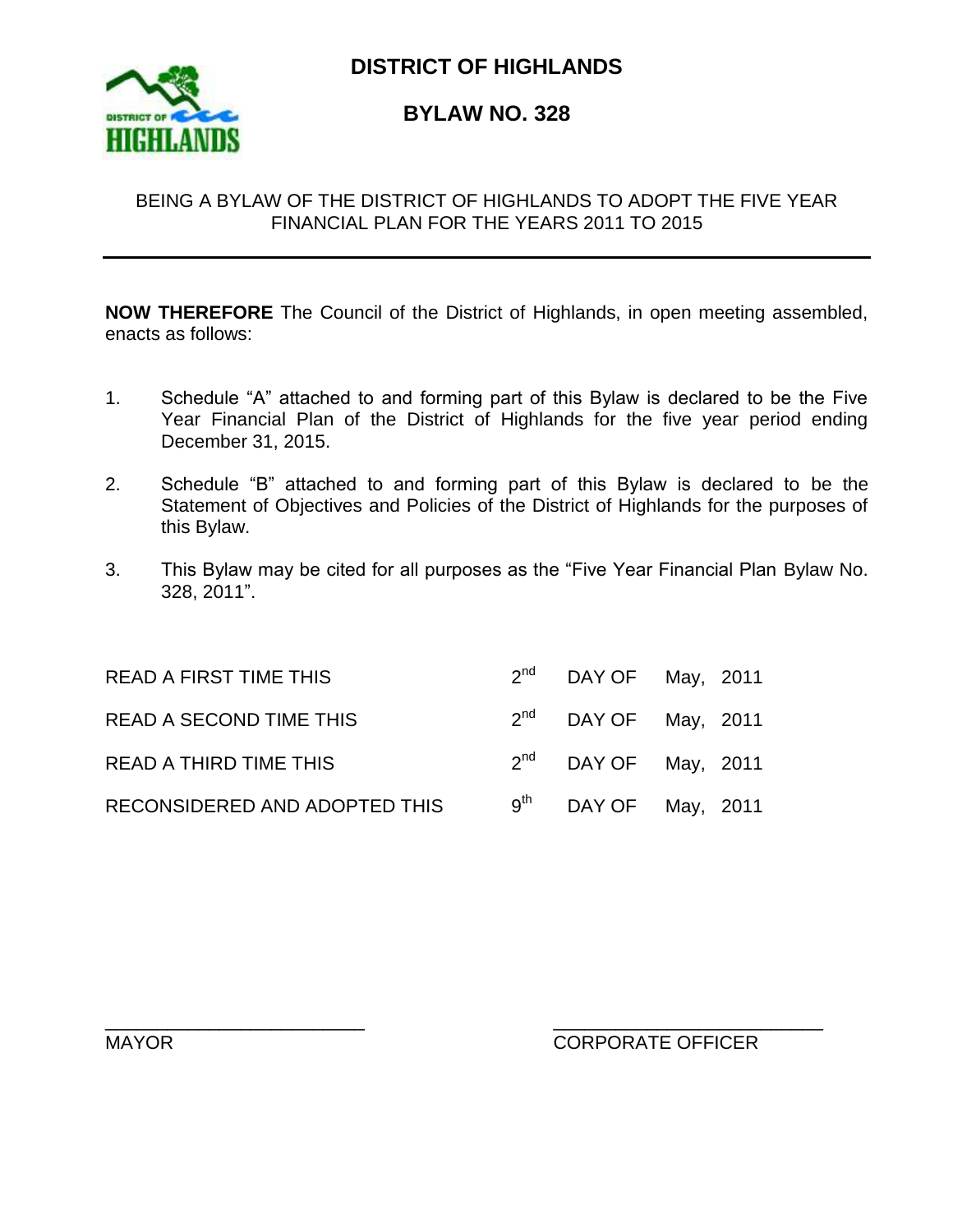# DISTRICT OF HIGHLANDS

## BYLAW NO. 328

BEING A BYLAW OF THE DISTRICT OF HIGHLANDS TO ADOPT THE FIVE YEAR FINANCIAL PLAN FOR THE YEARS 2011 TO 2015

---

**NOW THEREFORE** The Council of the District of Highlands, in open meeting assembled, enacts as follows:

1. Schedule "A" attached to and forming part of this Bylaw is declared to be the Five Year Financial Plan of the District of Highlands for the five year period ending December 31, 2015.

2. Schedule "B" attached to and forming part of this Bylaw is declared to be the Statement of Objectives and Policies of the District of Highlands for the purposes of this Bylaw.

3. This Bylaw may be cited for all purposes as the "Five Year Financial Plan Bylaw No. 328, 2011".

| | | | | |
|---|---|---|---|---|
| READ A FIRST TIME THIS | 2nd | DAY OF | May, | 2011 |
| READ A SECOND TIME THIS | 2nd | DAY OF | May, | 2011 |
| READ A THIRD TIME THIS | 2nd | DAY OF | May, | 2011 |
| RECONSIDERED AND ADOPTED THIS | 9th | DAY OF | May, | 2011 |

_________________________ MAYOR

_________________________ CORPORATE OFFICER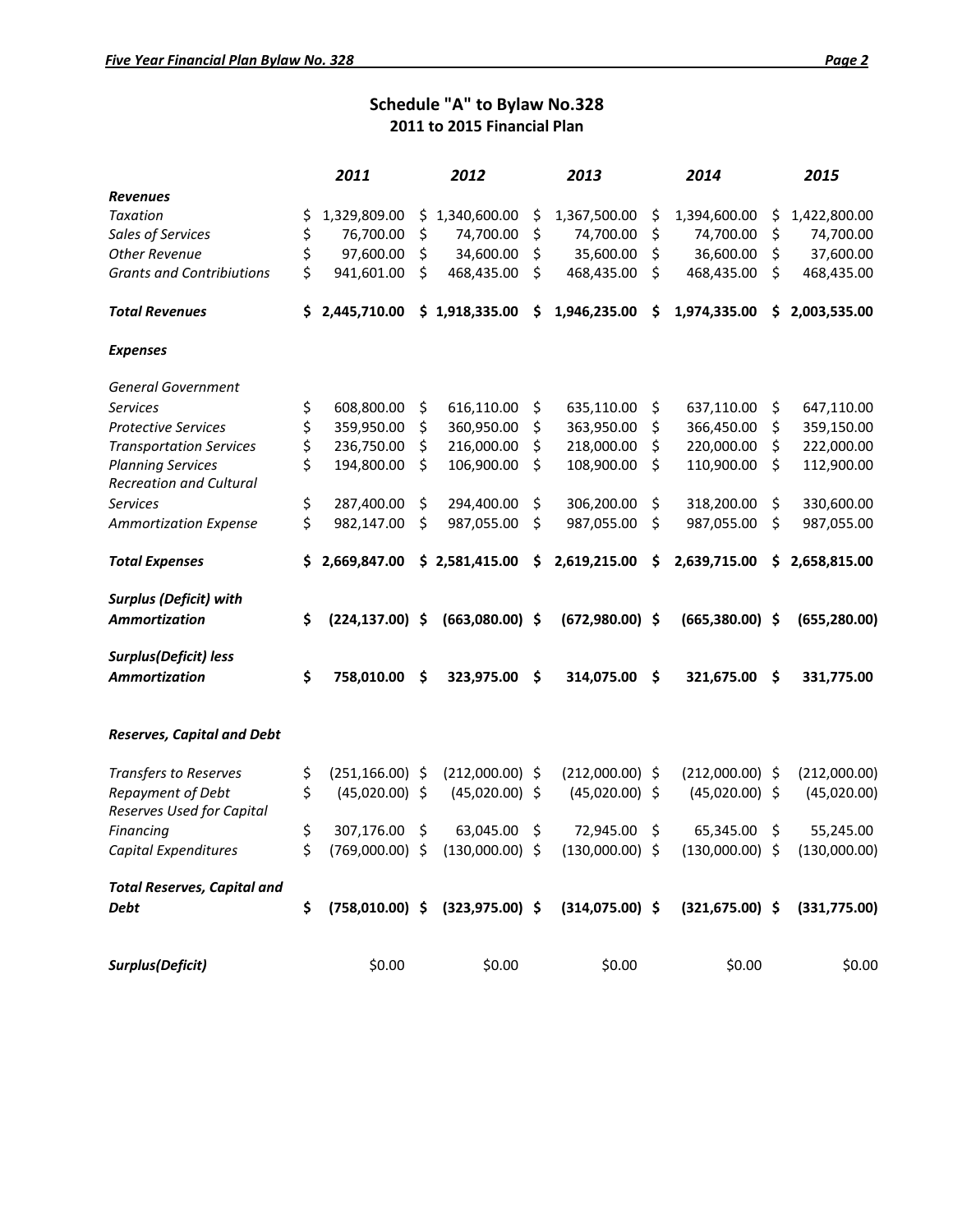## Schedule "A" to Bylaw No.328
### 2011 to 2015 Financial Plan

| | ***2011*** | ***2012*** | ***2013*** | ***2014*** | ***2015*** |
|---|---|---|---|---|---|
| ***Revenues*** | | | | | |
| *Taxation* | $ 1,329,809.00 | $ 1,340,600.00 | $ 1,367,500.00 | $ 1,394,600.00 | $ 1,422,800.00 |
| *Sales of Services* | $ 76,700.00 | $ 74,700.00 | $ 74,700.00 | $ 74,700.00 | $ 74,700.00 |
| *Other Revenue* | $ 97,600.00 | $ 34,600.00 | $ 35,600.00 | $ 36,600.00 | $ 37,600.00 |
| *Grants and Contribiutions* | $ 941,601.00 | $ 468,435.00 | $ 468,435.00 | $ 468,435.00 | $ 468,435.00 |
| ***Total Revenues*** | **$ 2,445,710.00** | **$ 1,918,335.00** | **$ 1,946,235.00** | **$ 1,974,335.00** | **$ 2,003,535.00** |
| ***Expenses*** | | | | | |
| *General Government Services* | $ 608,800.00 | $ 616,110.00 | $ 635,110.00 | $ 637,110.00 | $ 647,110.00 |
| *Protective Services* | $ 359,950.00 | $ 360,950.00 | $ 363,950.00 | $ 366,450.00 | $ 359,150.00 |
| *Transportation Services* | $ 236,750.00 | $ 216,000.00 | $ 218,000.00 | $ 220,000.00 | $ 222,000.00 |
| *Planning Services* | $ 194,800.00 | $ 106,900.00 | $ 108,900.00 | $ 110,900.00 | $ 112,900.00 |
| *Recreation and Cultural Services* | $ 287,400.00 | $ 294,400.00 | $ 306,200.00 | $ 318,200.00 | $ 330,600.00 |
| *Ammortization Expense* | $ 982,147.00 | $ 987,055.00 | $ 987,055.00 | $ 987,055.00 | $ 987,055.00 |
| ***Total Expenses*** | **$ 2,669,847.00** | **$ 2,581,415.00** | **$ 2,619,215.00** | **$ 2,639,715.00** | **$ 2,658,815.00** |
| ***Surplus (Deficit) with Ammortization*** | **$ (224,137.00)** | **$ (663,080.00)** | **$ (672,980.00)** | **$ (665,380.00)** | **$ (655,280.00)** |
| ***Surplus(Deficit) less Ammortization*** | **$ 758,010.00** | **$ 323,975.00** | **$ 314,075.00** | **$ 321,675.00** | **$ 331,775.00** |
| ***Reserves, Capital and Debt*** | | | | | |
| *Transfers to Reserves* | $ (251,166.00) | $ (212,000.00) | $ (212,000.00) | $ (212,000.00) | $ (212,000.00) |
| *Repayment of Debt* | $ (45,020.00) | $ (45,020.00) | $ (45,020.00) | $ (45,020.00) | $ (45,020.00) |
| *Reserves Used for Capital Financing* | $ 307,176.00 | $ 63,045.00 | $ 72,945.00 | $ 65,345.00 | $ 55,245.00 |
| *Capital Expenditures* | $ (769,000.00) | $ (130,000.00) | $ (130,000.00) | $ (130,000.00) | $ (130,000.00) |
| ***Total Reserves, Capital and Debt*** | **$ (758,010.00)** | **$ (323,975.00)** | **$ (314,075.00)** | **$ (321,675.00)** | **$ (331,775.00)** |
| ***Surplus(Deficit)*** | $0.00 | $0.00 | $0.00 | $0.00 | $0.00 |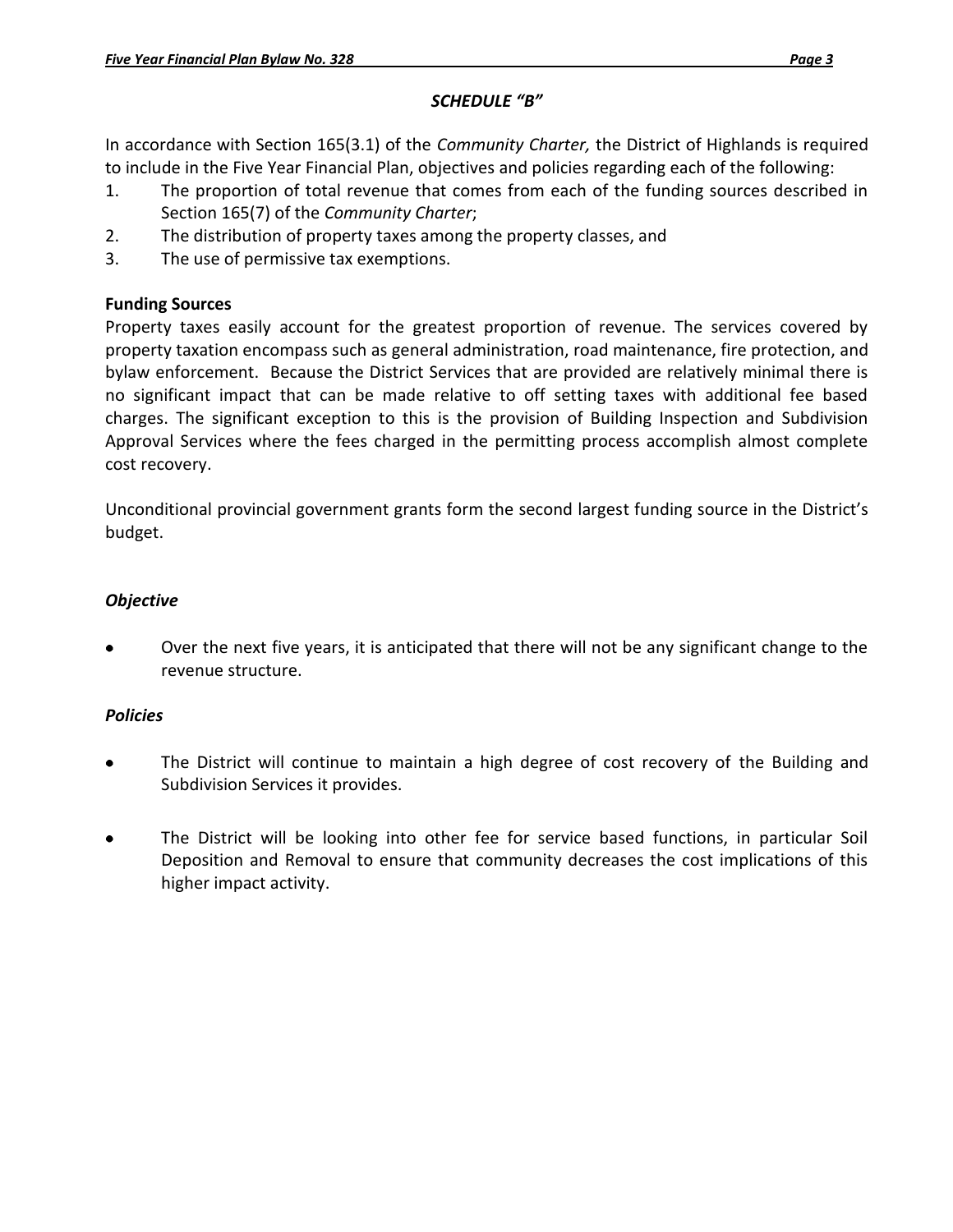## *SCHEDULE "B"*

In accordance with Section 165(3.1) of the *Community Charter,* the District of Highlands is required to include in the Five Year Financial Plan, objectives and policies regarding each of the following:

1. The proportion of total revenue that comes from each of the funding sources described in Section 165(7) of the *Community Charter*;
2. The distribution of property taxes among the property classes, and
3. The use of permissive tax exemptions.

**Funding Sources**

Property taxes easily account for the greatest proportion of revenue. The services covered by property taxation encompass such as general administration, road maintenance, fire protection, and bylaw enforcement. Because the District Services that are provided are relatively minimal there is no significant impact that can be made relative to off setting taxes with additional fee based charges. The significant exception to this is the provision of Building Inspection and Subdivision Approval Services where the fees charged in the permitting process accomplish almost complete cost recovery.

Unconditional provincial government grants form the second largest funding source in the District's budget.

***Objective***

- Over the next five years, it is anticipated that there will not be any significant change to the revenue structure.

***Policies***

- The District will continue to maintain a high degree of cost recovery of the Building and Subdivision Services it provides.

- The District will be looking into other fee for service based functions, in particular Soil Deposition and Removal to ensure that community decreases the cost implications of this higher impact activity.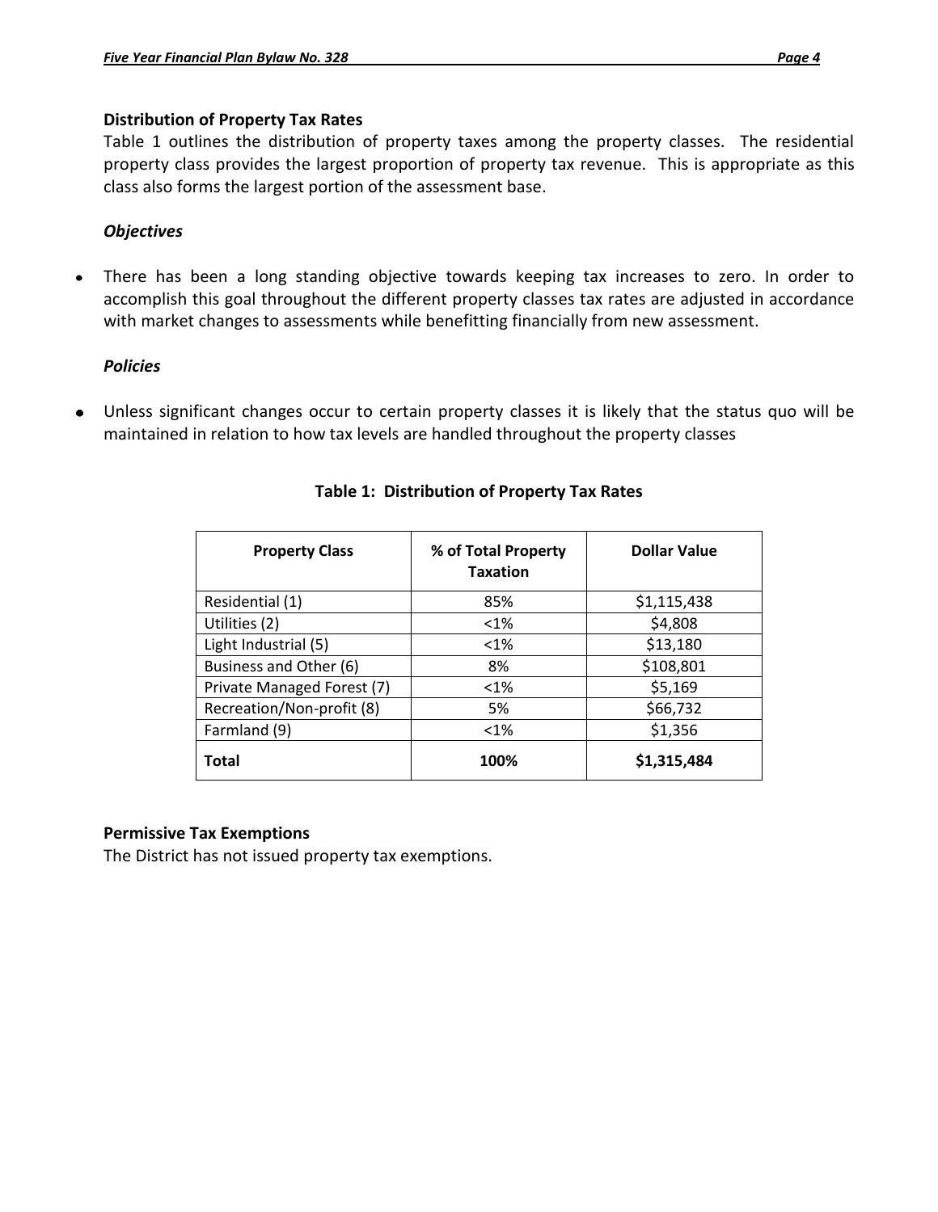## Distribution of Property Tax Rates

Table 1 outlines the distribution of property taxes among the property classes. The residential property class provides the largest proportion of property tax revenue. This is appropriate as this class also forms the largest portion of the assessment base.

### *Objectives*

- There has been a long standing objective towards keeping tax increases to zero. In order to accomplish this goal throughout the different property classes tax rates are adjusted in accordance with market changes to assessments while benefitting financially from new assessment.

### *Policies*

- Unless significant changes occur to certain property classes it is likely that the status quo will be maintained in relation to how tax levels are handled throughout the property classes

**Table 1: Distribution of Property Tax Rates**

| Property Class | % of Total Property Taxation | Dollar Value |
|---|---|---|
| Residential (1) | 85% | $1,115,438 |
| Utilities (2) | <1% | $4,808 |
| Light Industrial (5) | <1% | $13,180 |
| Business and Other (6) | 8% | $108,801 |
| Private Managed Forest (7) | <1% | $5,169 |
| Recreation/Non-profit (8) | 5% | $66,732 |
| Farmland (9) | <1% | $1,356 |
| **Total** | **100%** | **$1,315,484** |

## Permissive Tax Exemptions

The District has not issued property tax exemptions.